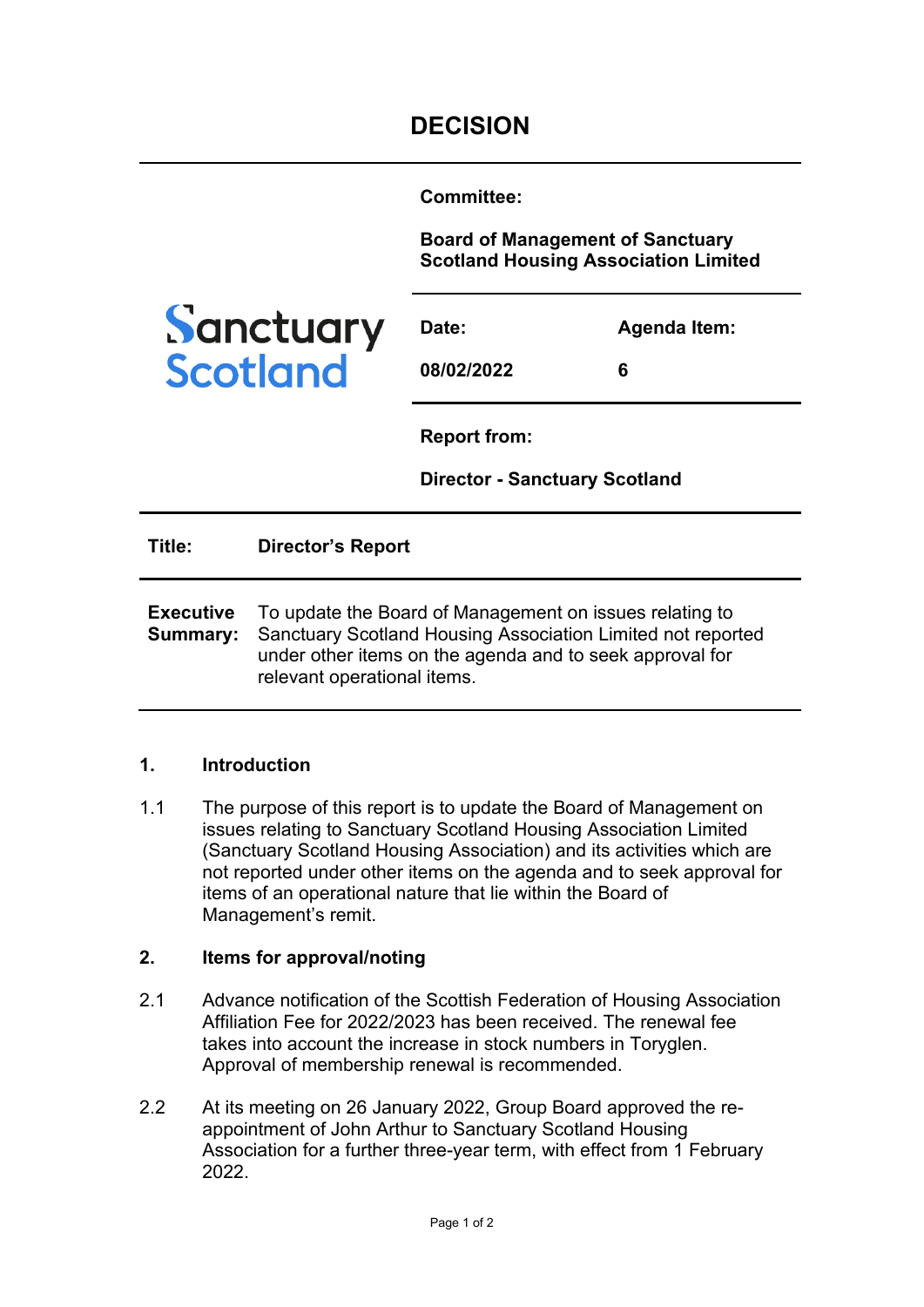# DECISION

Sanctuary Scotland

**Committee:**

**Board of Management of Sanctuary Scotland Housing Association Limited**

| **Date:** | **Agenda Item:** |
| --- | --- |
| **08/02/2022** | **6** |

**Report from:**

**Director - Sanctuary Scotland**

**Title:** **Director's Report**

**Executive Summary:** To update the Board of Management on issues relating to Sanctuary Scotland Housing Association Limited not reported under other items on the agenda and to seek approval for relevant operational items.

## 1. Introduction

1.1 The purpose of this report is to update the Board of Management on issues relating to Sanctuary Scotland Housing Association Limited (Sanctuary Scotland Housing Association) and its activities which are not reported under other items on the agenda and to seek approval for items of an operational nature that lie within the Board of Management's remit.

## 2. Items for approval/noting

2.1 Advance notification of the Scottish Federation of Housing Association Affiliation Fee for 2022/2023 has been received. The renewal fee takes into account the increase in stock numbers in Toryglen. Approval of membership renewal is recommended.

2.2 At its meeting on 26 January 2022, Group Board approved the re-appointment of John Arthur to Sanctuary Scotland Housing Association for a further three-year term, with effect from 1 February 2022.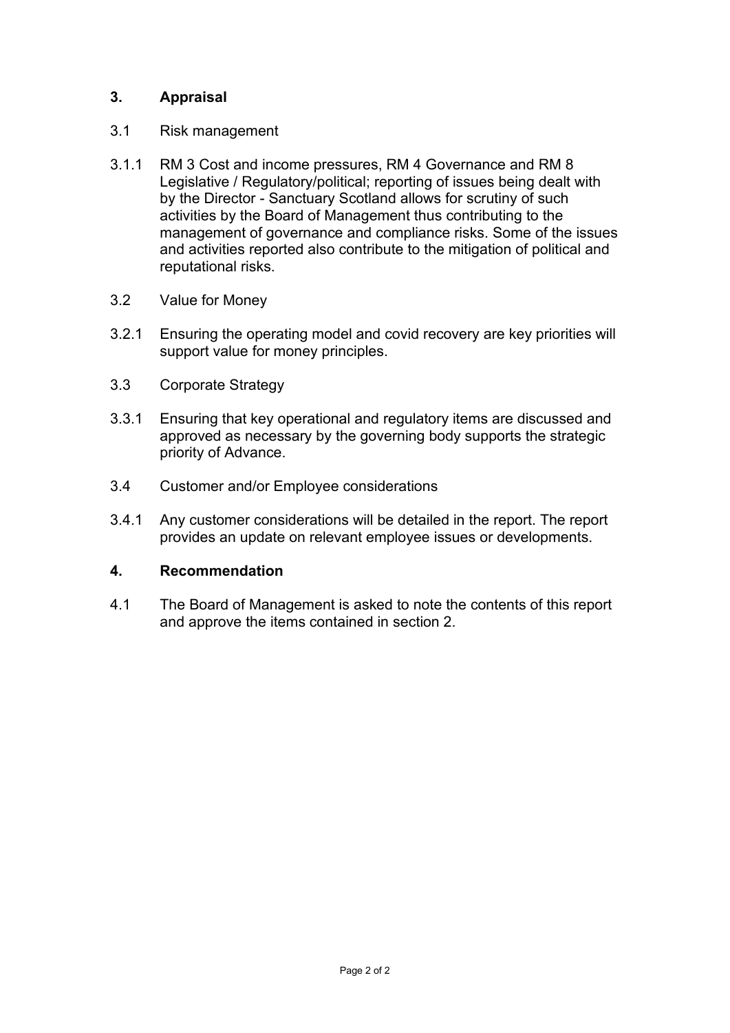## 3. Appraisal

3.1 Risk management

3.1.1 RM 3 Cost and income pressures, RM 4 Governance and RM 8 Legislative / Regulatory/political; reporting of issues being dealt with by the Director - Sanctuary Scotland allows for scrutiny of such activities by the Board of Management thus contributing to the management of governance and compliance risks. Some of the issues and activities reported also contribute to the mitigation of political and reputational risks.

3.2 Value for Money

3.2.1 Ensuring the operating model and covid recovery are key priorities will support value for money principles.

3.3 Corporate Strategy

3.3.1 Ensuring that key operational and regulatory items are discussed and approved as necessary by the governing body supports the strategic priority of Advance.

3.4 Customer and/or Employee considerations

3.4.1 Any customer considerations will be detailed in the report. The report provides an update on relevant employee issues or developments.

## 4. Recommendation

4.1 The Board of Management is asked to note the contents of this report and approve the items contained in section 2.